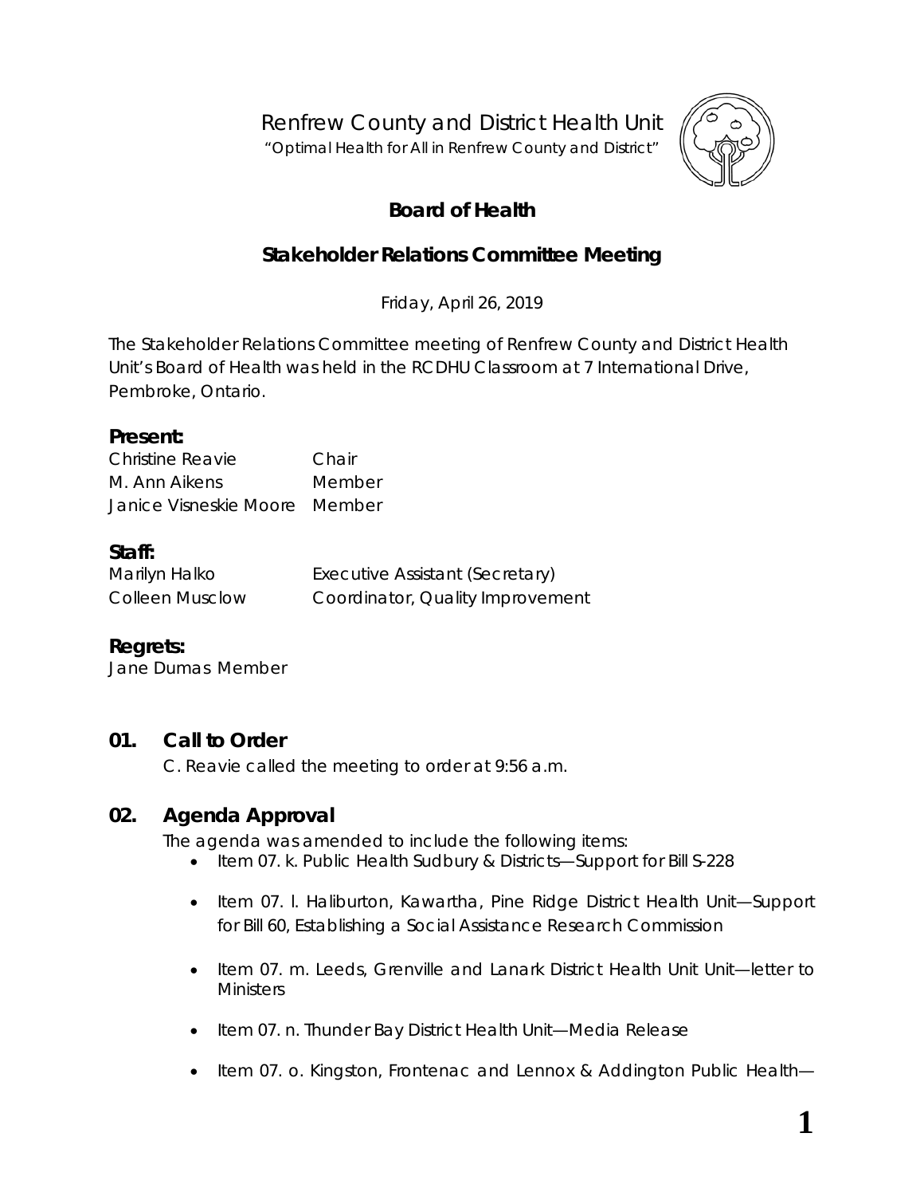Renfrew County and District Health Unit

"Optimal Health for All in Renfrew County and District"

# Board of Health

## Stakeholder Relations Committee Meeting

Friday, April 26, 2019

The Stakeholder Relations Committee meeting of Renfrew County and District Health Unit's Board of Health was held in the RCDHU Classroom at 7 International Drive, Pembroke, Ontario.

### Present:

| | |
|---|---|
| Christine Reavie | Chair |
| M. Ann Aikens | Member |
| Janice Visneskie Moore | Member |

### Staff:

| | |
|---|---|
| Marilyn Halko | Executive Assistant (Secretary) |
| Colleen Musclow | Coordinator, Quality Improvement |

### Regrets:

Jane Dumas Member

## 01. Call to Order

C. Reavie called the meeting to order at 9:56 a.m.

## 02. Agenda Approval

The agenda was amended to include the following items:

- Item 07. k. Public Health Sudbury & Districts—Support for Bill S-228
- Item 07. l. Haliburton, Kawartha, Pine Ridge District Health Unit—Support for Bill 60, Establishing a Social Assistance Research Commission
- Item 07. m. Leeds, Grenville and Lanark District Health Unit Unit—letter to Ministers
- Item 07. n. Thunder Bay District Health Unit—Media Release
- Item 07. o. Kingston, Frontenac and Lennox & Addington Public Health—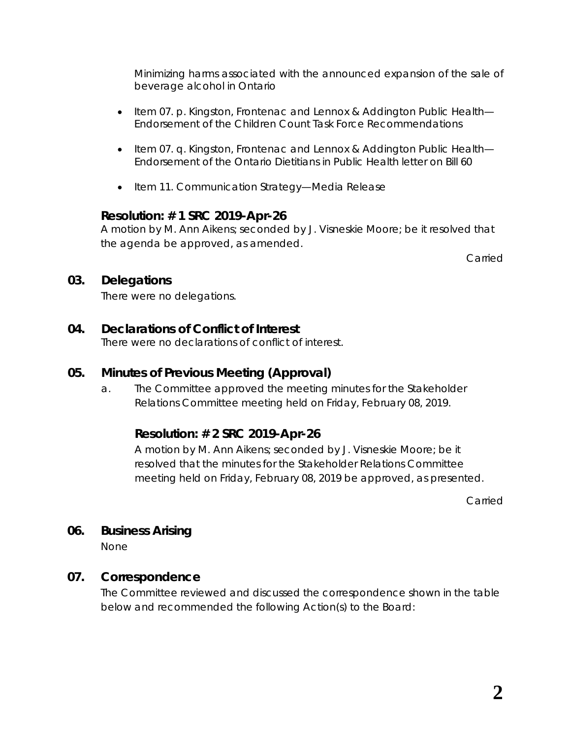Minimizing harms associated with the announced expansion of the sale of beverage alcohol in Ontario

- Item 07. p. Kingston, Frontenac and Lennox & Addington Public Health—Endorsement of the Children Count Task Force Recommendations
- Item 07. q. Kingston, Frontenac and Lennox & Addington Public Health—Endorsement of the Ontario Dietitians in Public Health letter on Bill 60
- Item 11. Communication Strategy—Media Release

### Resolution: # 1 SRC 2019-Apr-26

A motion by M. Ann Aikens; seconded by J. Visneskie Moore; be it resolved that the agenda be approved, as amended.

Carried

## 03. Delegations

There were no delegations.

## 04. Declarations of Conflict of Interest

There were no declarations of conflict of interest.

## 05. Minutes of Previous Meeting (Approval)

a. The Committee approved the meeting minutes for the Stakeholder Relations Committee meeting held on Friday, February 08, 2019.

### Resolution: # 2 SRC 2019-Apr-26

A motion by M. Ann Aikens; seconded by J. Visneskie Moore; be it resolved that the minutes for the Stakeholder Relations Committee meeting held on Friday, February 08, 2019 be approved, as presented.

Carried

## 06. Business Arising

None

## 07. Correspondence

The Committee reviewed and discussed the correspondence shown in the table below and recommended the following Action(s) to the Board: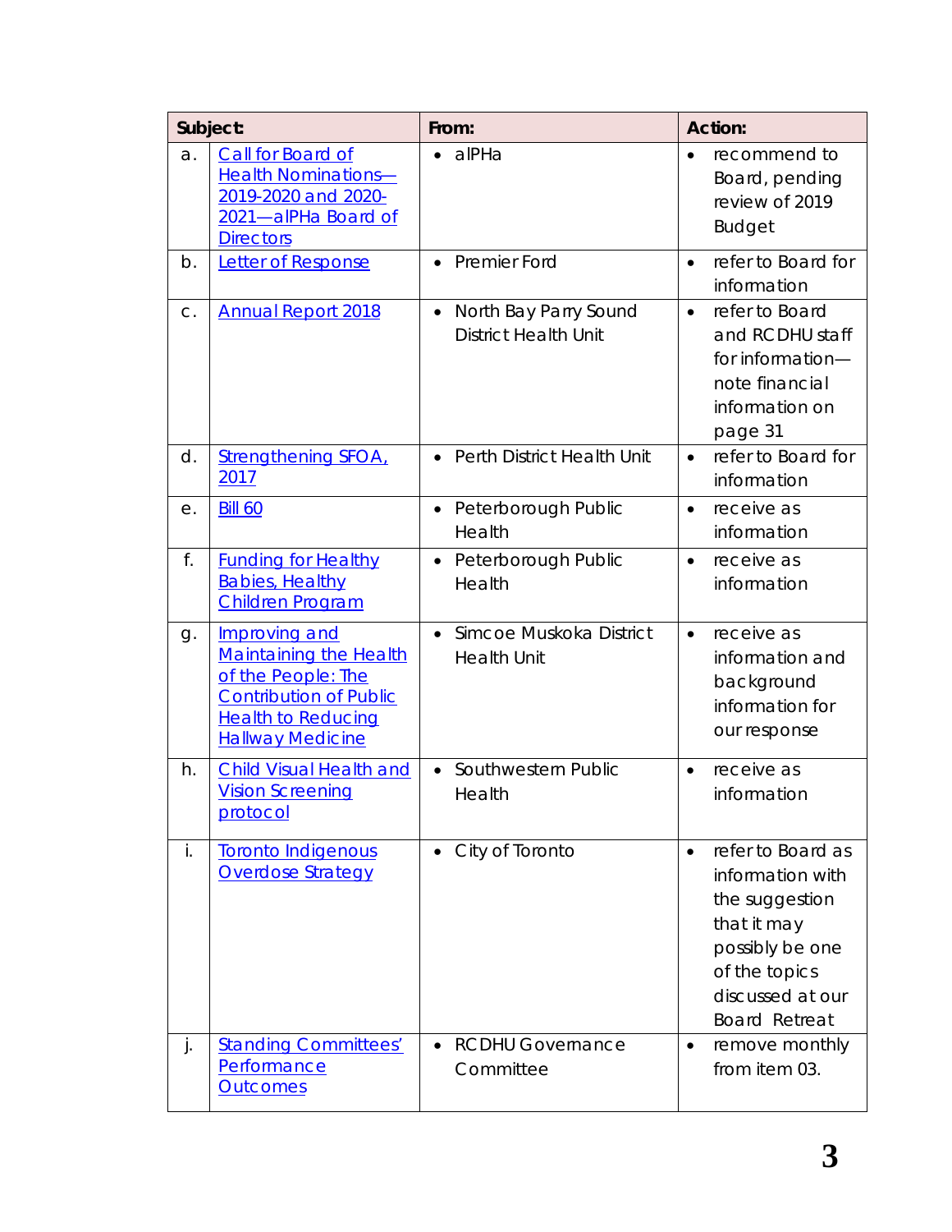| Subject: | | From: | Action: |
|---|---|---|---|
| a. | Call for Board of Health Nominations—2019-2020 and 2020-2021—alPHa Board of Directors | • alPHa | • recommend to Board, pending review of 2019 Budget |
| b. | Letter of Response | • Premier Ford | • refer to Board for information |
| c. | Annual Report 2018 | • North Bay Parry Sound District Health Unit | • refer to Board and RCDHU staff for information—note financial information on page 31 |
| d. | Strengthening SFOA, 2017 | • Perth District Health Unit | • refer to Board for information |
| e. | Bill 60 | • Peterborough Public Health | • receive as information |
| f. | Funding for Healthy Babies, Healthy Children Program | • Peterborough Public Health | • receive as information |
| g. | Improving and Maintaining the Health of the People: The Contribution of Public Health to Reducing Hallway Medicine | • Simcoe Muskoka District Health Unit | • receive as information and background information for our response |
| h. | Child Visual Health and Vision Screening protocol | • Southwestern Public Health | • receive as information |
| i. | Toronto Indigenous Overdose Strategy | • City of Toronto | • refer to Board as information with the suggestion that it may possibly be one of the topics discussed at our Board Retreat |
| j. | Standing Committees' Performance Outcomes | • RCDHU Governance Committee | • remove monthly from item 03. |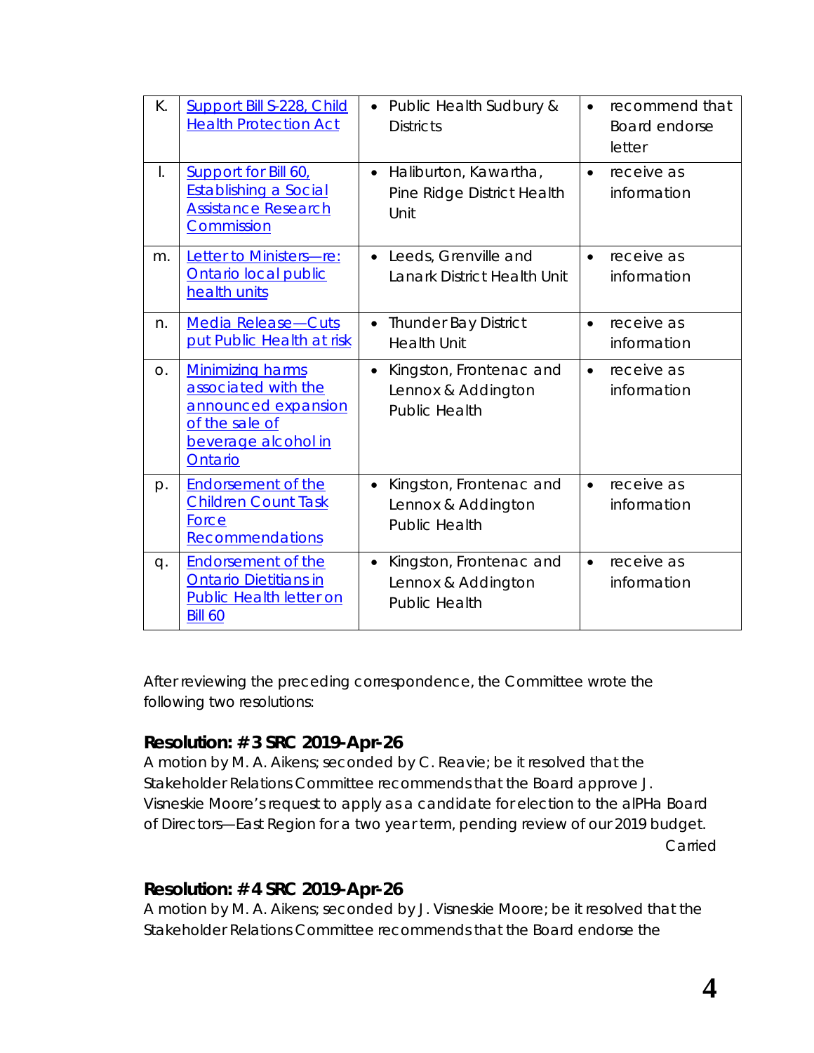| | | | |
|---|---|---|---|
| K. | [Support Bill S-228, Child Health Protection Act]() | • Public Health Sudbury & Districts | • recommend that Board endorse letter |
| l. | [Support for Bill 60, Establishing a Social Assistance Research Commission]() | • Haliburton, Kawartha, Pine Ridge District Health Unit | • receive as information |
| m. | [Letter to Ministers—re: Ontario local public health units]() | • Leeds, Grenville and Lanark District Health Unit | • receive as information |
| n. | [Media Release—Cuts put Public Health at risk]() | • Thunder Bay District Health Unit | • receive as information |
| o. | [Minimizing harms associated with the announced expansion of the sale of beverage alcohol in Ontario]() | • Kingston, Frontenac and Lennox & Addington Public Health | • receive as information |
| p. | [Endorsement of the Children Count Task Force Recommendations]() | • Kingston, Frontenac and Lennox & Addington Public Health | • receive as information |
| q. | [Endorsement of the Ontario Dietitians in Public Health letter on Bill 60]() | • Kingston, Frontenac and Lennox & Addington Public Health | • receive as information |

After reviewing the preceding correspondence, the Committee wrote the following two resolutions:

### Resolution: # 3 SRC 2019-Apr-26

A motion by M. A. Aikens; seconded by C. Reavie; be it resolved that the Stakeholder Relations Committee recommends that the Board approve J. Visneskie Moore's request to apply as a candidate for election to the alPHa Board of Directors—East Region for a two year term, pending review of our 2019 budget.

Carried

### Resolution: # 4 SRC 2019-Apr-26

A motion by M. A. Aikens; seconded by J. Visneskie Moore; be it resolved that the Stakeholder Relations Committee recommends that the Board endorse the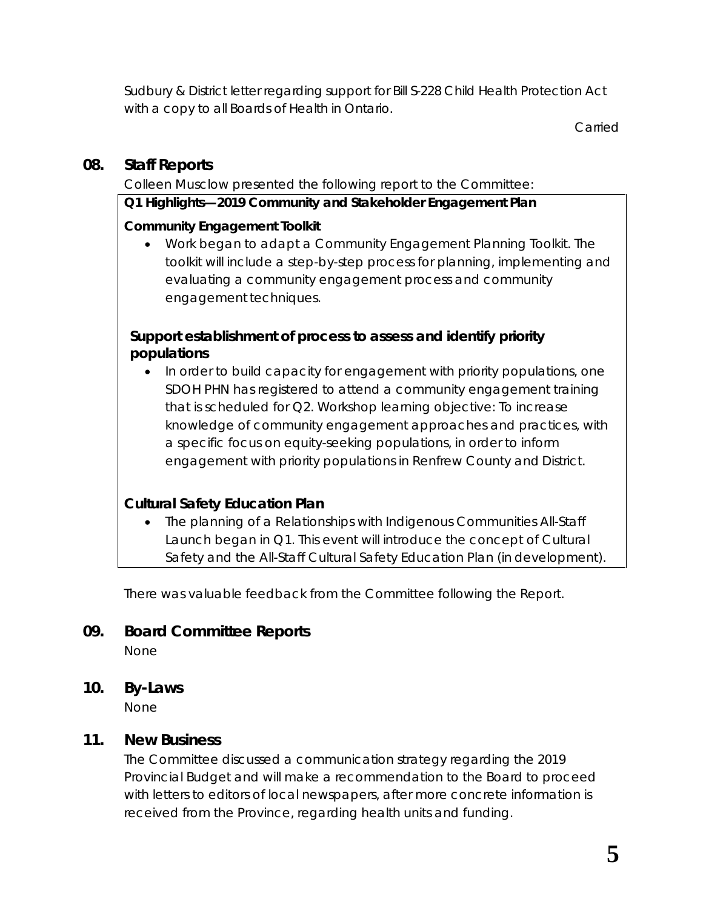Sudbury & District letter regarding support for Bill S-228 Child Health Protection Act with a copy to all Boards of Health in Ontario.

Carried

## 08. Staff Reports

Colleen Musclow presented the following report to the Committee:

**Q1 Highlights—2019 Community and Stakeholder Engagement Plan**

**Community Engagement Toolkit**

- Work began to adapt a Community Engagement Planning Toolkit. The toolkit will include a step-by-step process for planning, implementing and evaluating a community engagement process and community engagement techniques.

**Support establishment of process to assess and identify priority populations**

- In order to build capacity for engagement with priority populations, one SDOH PHN has registered to attend a community engagement training that is scheduled for Q2. Workshop learning objective: To increase knowledge of community engagement approaches and practices, with a specific focus on equity-seeking populations, in order to inform engagement with priority populations in Renfrew County and District.

**Cultural Safety Education Plan**

- The planning of a Relationships with Indigenous Communities All-Staff Launch began in Q1. This event will introduce the concept of Cultural Safety and the All-Staff Cultural Safety Education Plan (in development).

There was valuable feedback from the Committee following the Report.

## 09. Board Committee Reports

None

## 10. By-Laws

None

## 11. New Business

The Committee discussed a communication strategy regarding the 2019 Provincial Budget and will make a recommendation to the Board to proceed with letters to editors of local newspapers, after more concrete information is received from the Province, regarding health units and funding.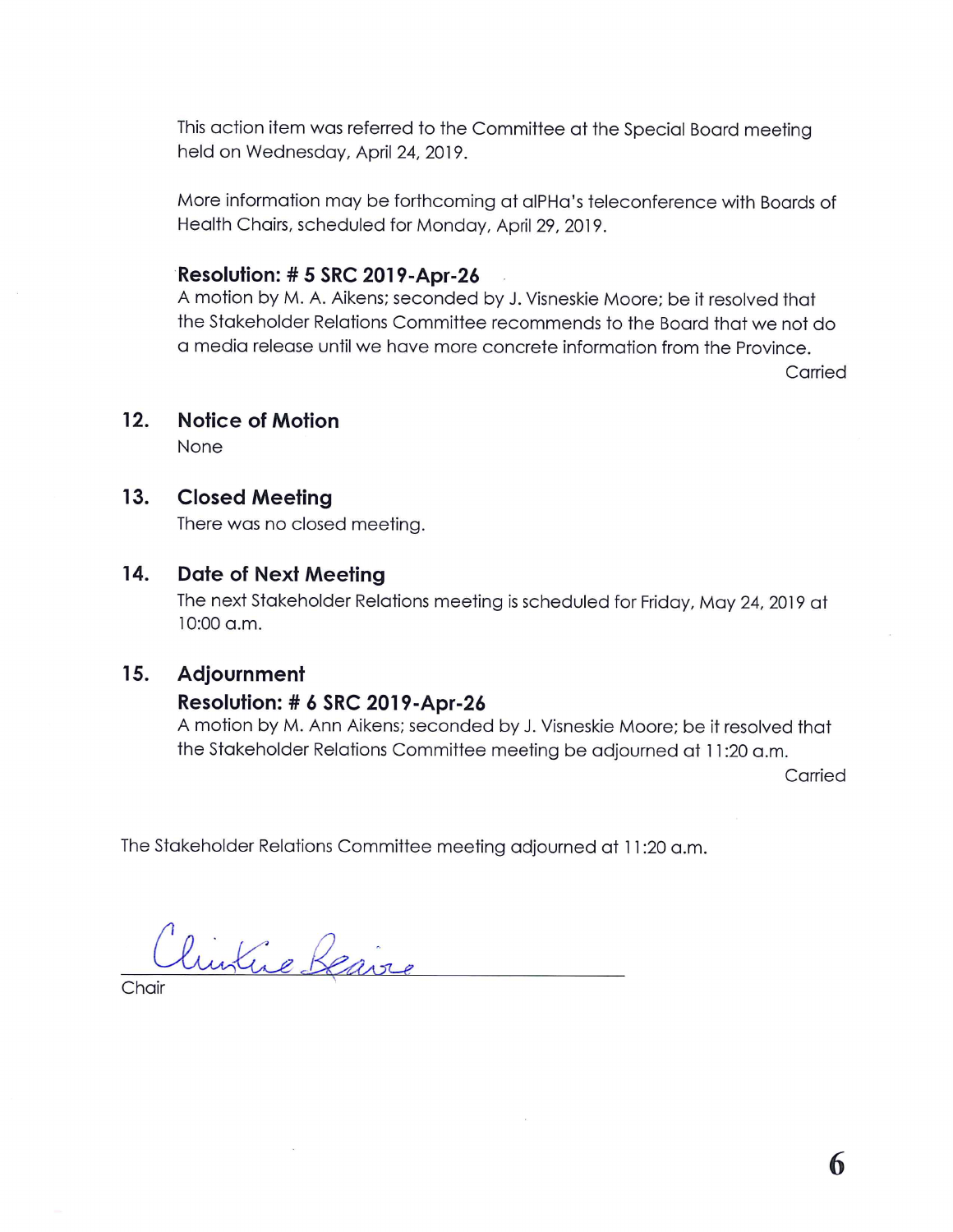This action item was referred to the Committee at the Special Board meeting held on Wednesday, April 24, 2019.

More information may be forthcoming at alPHa's teleconference with Boards of Health Chairs, scheduled for Monday, April 29, 2019.

**Resolution: # 5 SRC 2019-Apr-26**
A motion by M. A. Aikens; seconded by J. Visneskie Moore; be it resolved that the Stakeholder Relations Committee recommends to the Board that we not do a media release until we have more concrete information from the Province.

Carried

## 12. Notice of Motion

None

## 13. Closed Meeting

There was no closed meeting.

## 14. Date of Next Meeting

The next Stakeholder Relations meeting is scheduled for Friday, May 24, 2019 at 10:00 a.m.

## 15. Adjournment

**Resolution: # 6 SRC 2019-Apr-26**
A motion by M. Ann Aikens; seconded by J. Visneskie Moore; be it resolved that the Stakeholder Relations Committee meeting be adjourned at 11:20 a.m.

Carried

The Stakeholder Relations Committee meeting adjourned at 11:20 a.m.

Christine Beaire

Chair